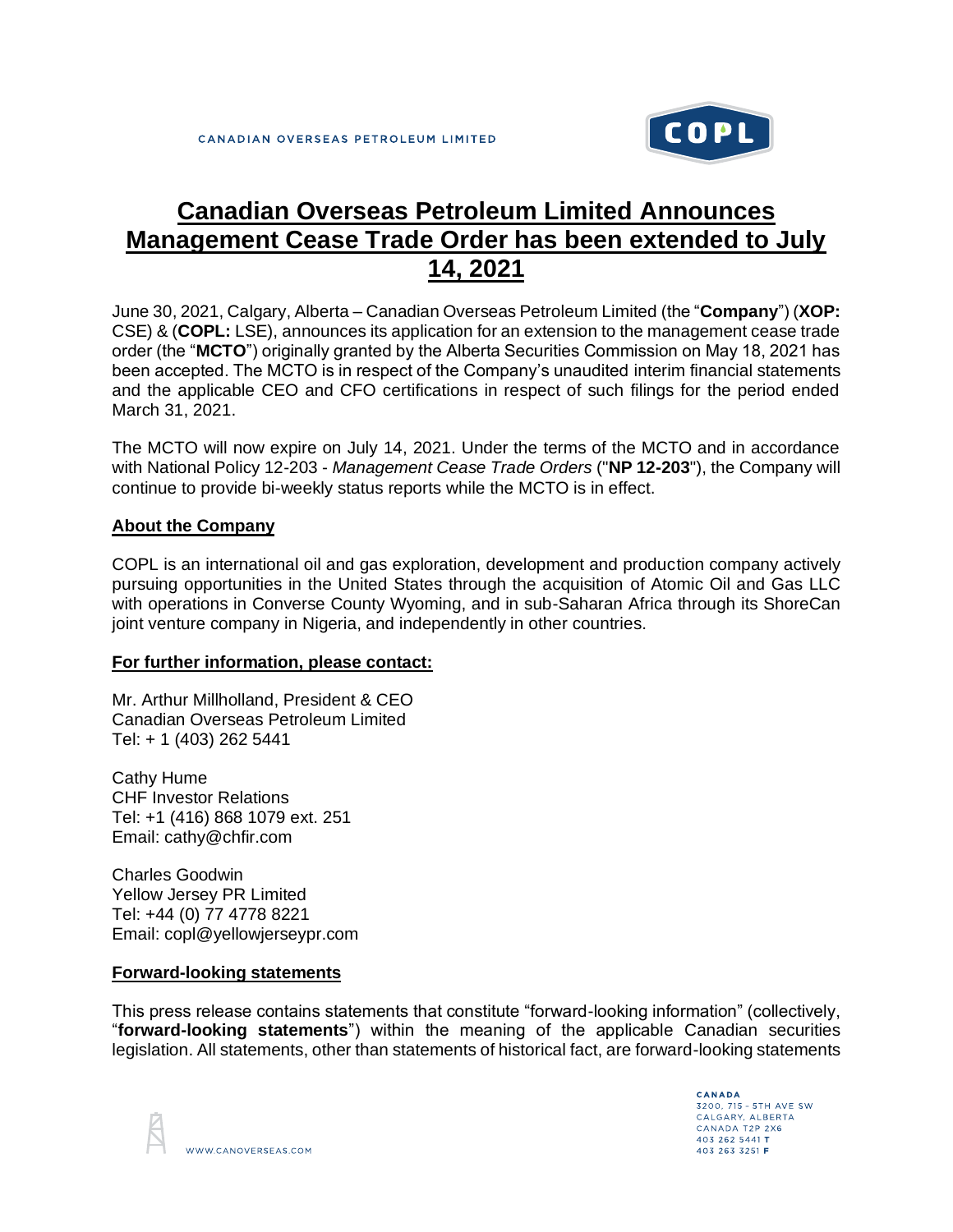# Canadian Overseas Petroleum Limited Announces Management Cease Trade Order has been extended to July 14, 2021

June 30, 2021, Calgary, Alberta – Canadian Overseas Petroleum Limited (the "**Company**") (**XOP:** CSE) & (**COPL:** LSE), announces its application for an extension to the management cease trade order (the "**MCTO**") originally granted by the Alberta Securities Commission on May 18, 2021 has been accepted. The MCTO is in respect of the Company's unaudited interim financial statements and the applicable CEO and CFO certifications in respect of such filings for the period ended March 31, 2021.

The MCTO will now expire on July 14, 2021. Under the terms of the MCTO and in accordance with National Policy 12-203 - *Management Cease Trade Orders* ("**NP 12-203**"), the Company will continue to provide bi-weekly status reports while the MCTO is in effect.

## About the Company

COPL is an international oil and gas exploration, development and production company actively pursuing opportunities in the United States through the acquisition of Atomic Oil and Gas LLC with operations in Converse County Wyoming, and in sub-Saharan Africa through its ShoreCan joint venture company in Nigeria, and independently in other countries.

## For further information, please contact:

Mr. Arthur Millholland, President & CEO
Canadian Overseas Petroleum Limited
Tel: + 1 (403) 262 5441

Cathy Hume
CHF Investor Relations
Tel: +1 (416) 868 1079 ext. 251
Email: cathy@chfir.com

Charles Goodwin
Yellow Jersey PR Limited
Tel: +44 (0) 77 4778 8221
Email: copl@yellowjerseypr.com

## Forward-looking statements

This press release contains statements that constitute "forward-looking information" (collectively, "**forward-looking statements**") within the meaning of the applicable Canadian securities legislation. All statements, other than statements of historical fact, are forward-looking statements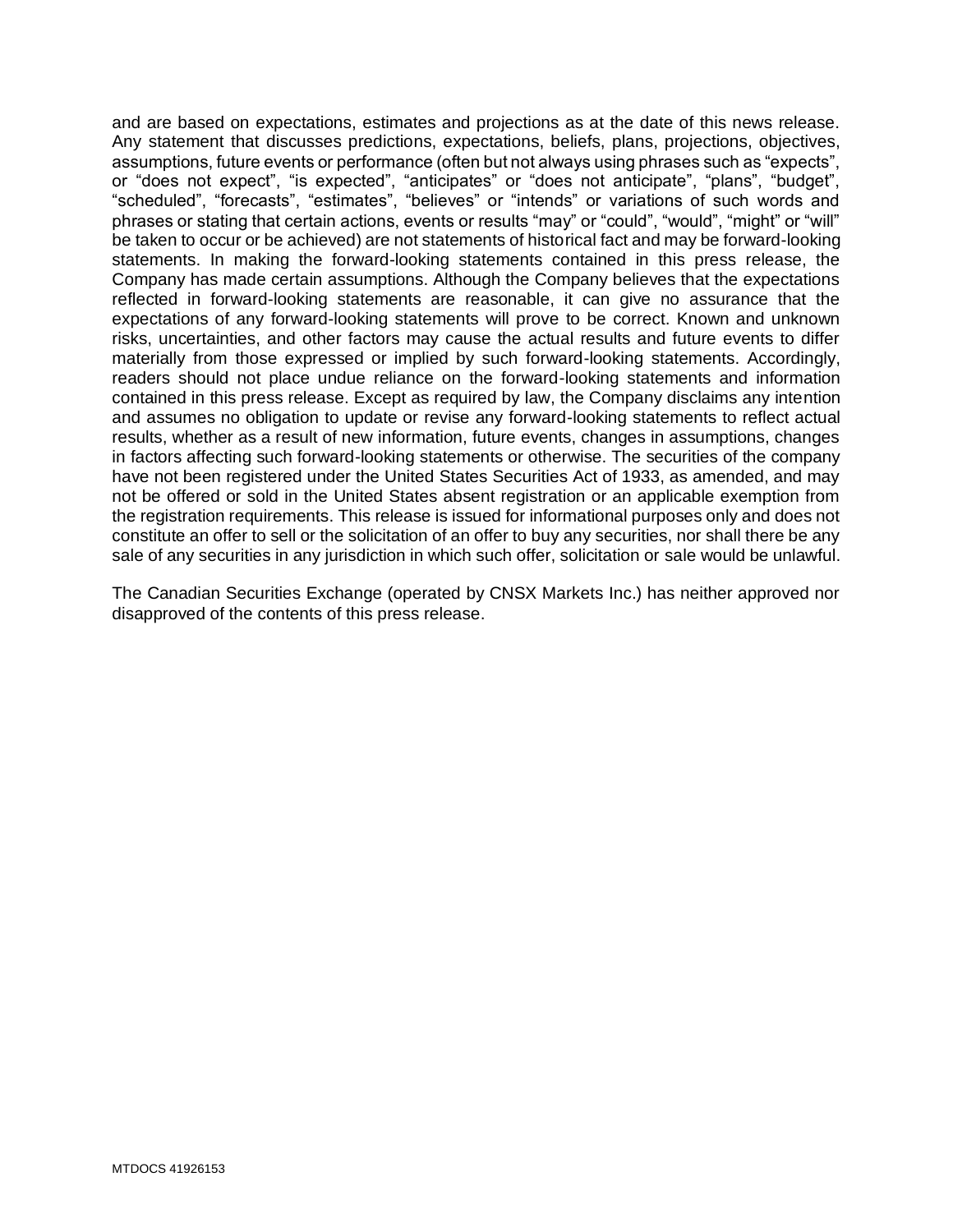and are based on expectations, estimates and projections as at the date of this news release. Any statement that discusses predictions, expectations, beliefs, plans, projections, objectives, assumptions, future events or performance (often but not always using phrases such as "expects", or "does not expect", "is expected", "anticipates" or "does not anticipate", "plans", "budget", "scheduled", "forecasts", "estimates", "believes" or "intends" or variations of such words and phrases or stating that certain actions, events or results "may" or "could", "would", "might" or "will" be taken to occur or be achieved) are not statements of historical fact and may be forward-looking statements. In making the forward-looking statements contained in this press release, the Company has made certain assumptions. Although the Company believes that the expectations reflected in forward-looking statements are reasonable, it can give no assurance that the expectations of any forward-looking statements will prove to be correct. Known and unknown risks, uncertainties, and other factors may cause the actual results and future events to differ materially from those expressed or implied by such forward-looking statements. Accordingly, readers should not place undue reliance on the forward-looking statements and information contained in this press release. Except as required by law, the Company disclaims any intention and assumes no obligation to update or revise any forward-looking statements to reflect actual results, whether as a result of new information, future events, changes in assumptions, changes in factors affecting such forward-looking statements or otherwise. The securities of the company have not been registered under the United States Securities Act of 1933, as amended, and may not be offered or sold in the United States absent registration or an applicable exemption from the registration requirements. This release is issued for informational purposes only and does not constitute an offer to sell or the solicitation of an offer to buy any securities, nor shall there be any sale of any securities in any jurisdiction in which such offer, solicitation or sale would be unlawful.

The Canadian Securities Exchange (operated by CNSX Markets Inc.) has neither approved nor disapproved of the contents of this press release.